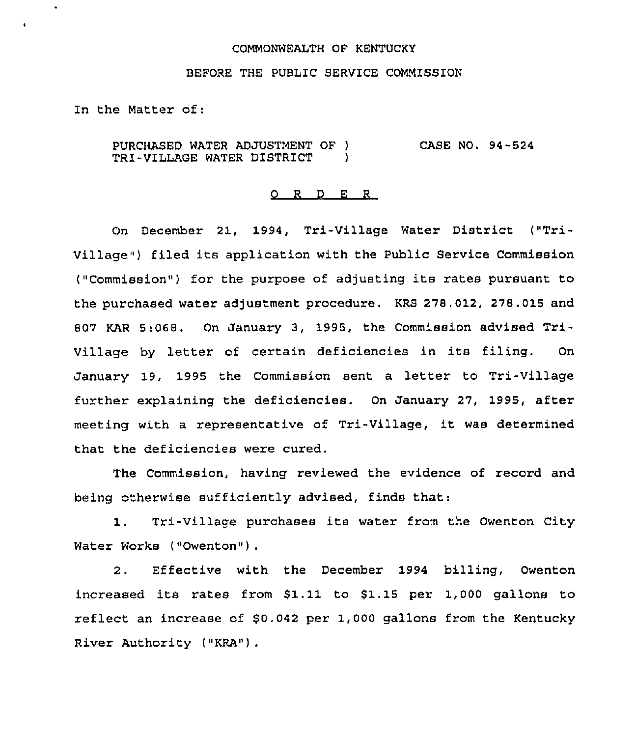COMMONWEALTH OF KENTUCKY

BEFORE THE PUBLIC SERVICE COMMISSION

In the Matter of:

PURCHASED WATER ADJUSTMENT OF TRI-VILLAGE WATER DISTRICT ) CASE NO. 94-524

## O R D E R

On December 21, 1994, Tri-Village Water District ("Tri-Village") filed its application with the Public Service Commission ("Commission") for the purpose of adjusting its rates pursuant to the purchased water adjustment procedure. KRS 278.012, 278.015 and 807 KAR 5:068. On January 3, 1995, the Commission advised Tri-Village by letter of certain deficiencies in its filing. On January 19, 1995 the Commission sent a letter to Tri-Village further explaining the deficiencies. On January 27, 1995, after meeting with a representative of Tri-Village, it was determined that the deficiencies were cured.

The Commission, having reviewed the evidence of record and being otherwise sufficiently advised, finds that:

1. Tri-Village purchases its water from the Owenton City Water Works ("Owenton").

2. Effective with the December 1994 billing, Owenton increased its rates from $1.11 to $1.15 per 1,000 gallons to reflect an increase of $0.042 per 1,000 gallons from the Kentucky River Authority ("KRA").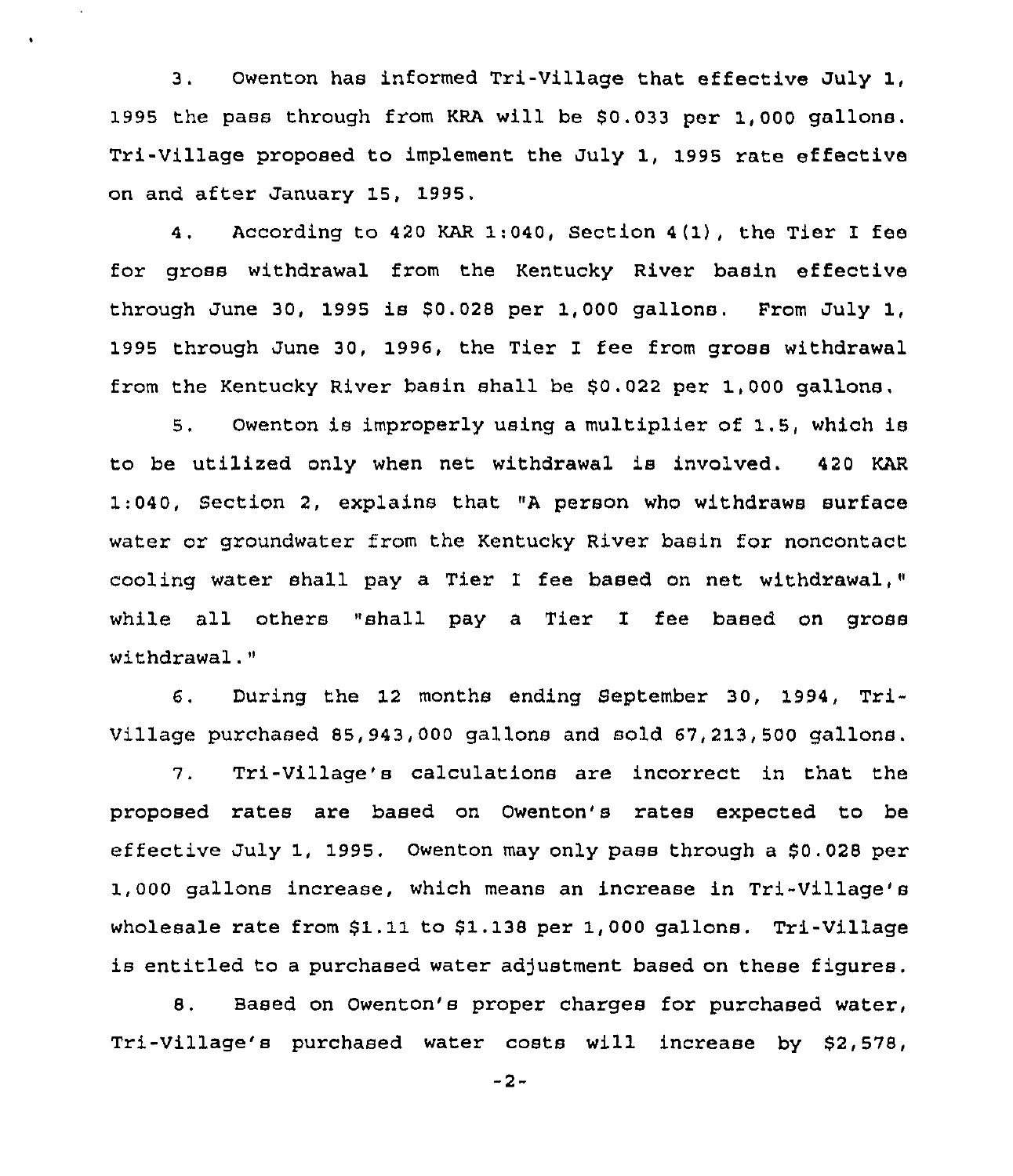3. Owenton has informed Tri-Village that effective July 1, 1995 the pass through from KRA will be $0.033 per 1,000 gallons. Tri-Village proposed to implement the July 1, 1995 rate effective on and after January 15, 1995.

4. According to 420 KAR 1:040, Section 4(1), the Tier I fee for gross withdrawal from the Kentucky River basin effective through June 30, 1995 is $0.028 per 1,000 gallons. From July 1, 1995 through June 30, 1996, the Tier I fee from gross withdrawal from the Kentucky River basin shall be $0.022 per 1,000 gallons.

5. Owenton is improperly using a multiplier of 1.5, which is to be utilized only when net withdrawal is involved. 420 KAR 1:040, Section 2, explains that "A person who withdraws surface water or groundwater from the Kentucky River basin for noncontact cooling water shall pay a Tier I fee based on net withdrawal," while all others "shall pay a Tier I fee based on gross withdrawal."

6. During the 12 months ending September 30, 1994, Tri-Village purchased 85,943,000 gallons and sold 67,213,500 gallons.

7. Tri-Village's calculations are incorrect in that the proposed rates are based on Owenton's rates expected to be effective July 1, 1995. Owenton may only pass through a $0.028 per 1,000 gallons increase, which means an increase in Tri-Village's wholesale rate from $1.11 to $1.138 per 1,000 gallons. Tri-Village is entitled to a purchased water adjustment based on these figures.

8. Based on Owenton's proper charges for purchased water, Tri-Village's purchased water costs will increase by $2,578,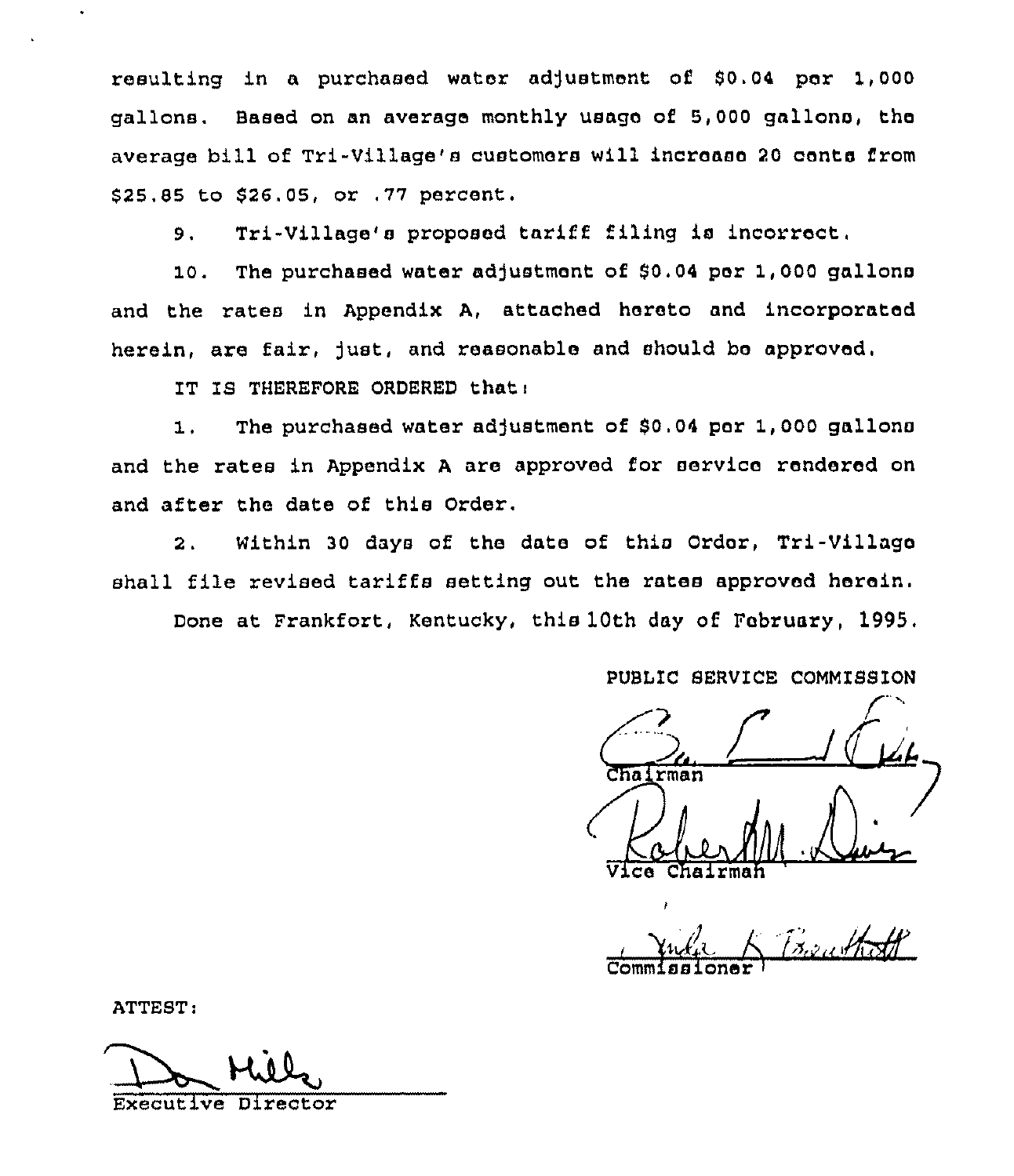resulting in a purchased water adjustment of $0.04 per 1,000 gallons. Based on an average monthly usage of 5,000 gallons, the average bill of Tri-Village's customers will increase 20 cents from $25.85 to $26.05, or .77 percent.

9. Tri-Village's proposed tariff filing is incorrect.

10. The purchased water adjustment of $0.04 per 1,000 gallons and the rates in Appendix A, attached hereto and incorporated herein, are fair, just, and reasonable and should be approved.

IT IS THEREFORE ORDERED that:

1. The purchased water adjustment of $0.04 per 1,000 gallons and the rates in Appendix A are approved for service rendered on and after the date of this Order.

2. Within 30 days of the date of this Order, Tri-Village shall file revised tariffs setting out the rates approved herein.

Done at Frankfort, Kentucky, this 10th day of February, 1995.

PUBLIC SERVICE COMMISSION

Chairman

Vice Chairman

Commissioner

ATTEST:

Executive Director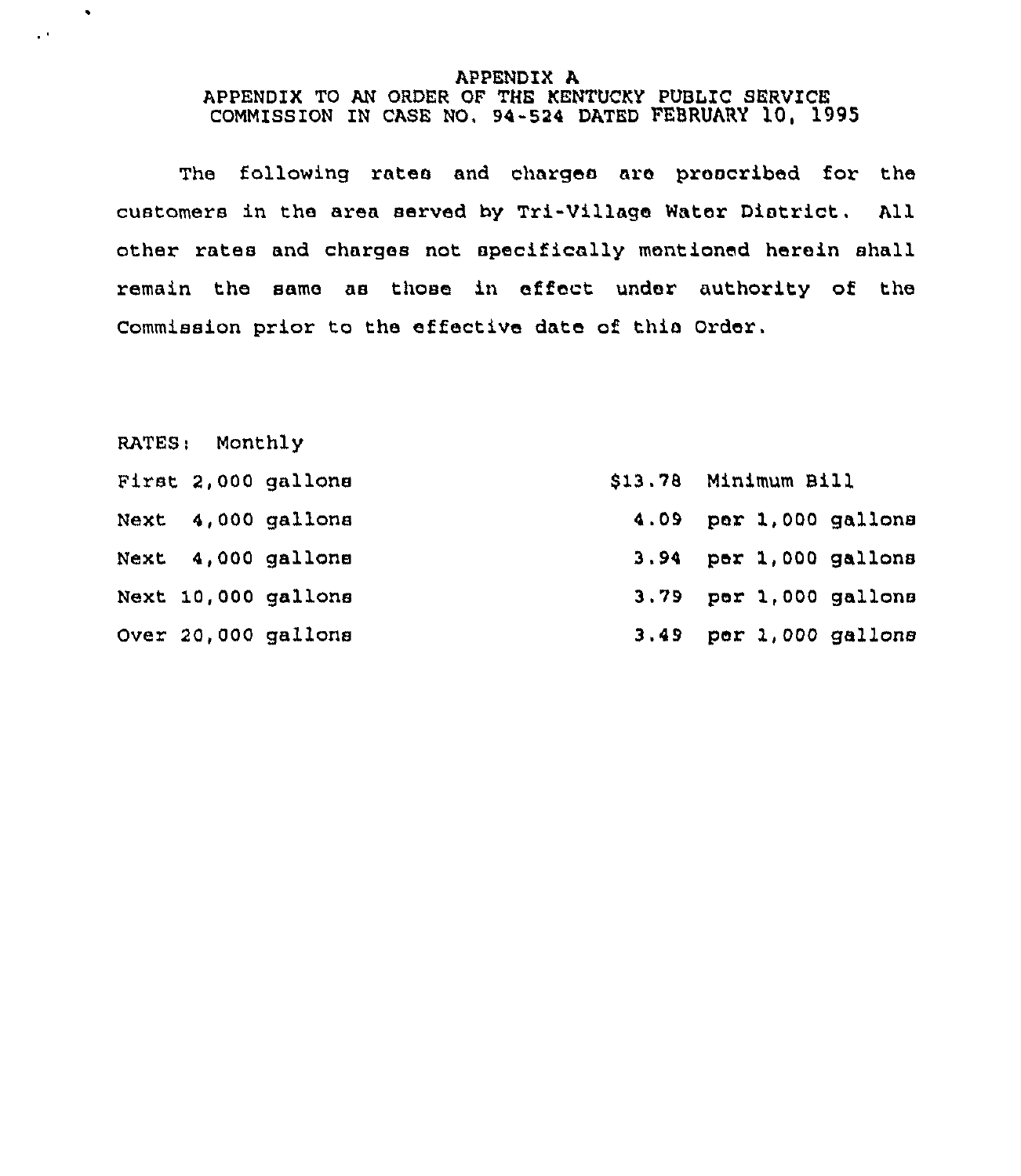APPENDIX A

APPENDIX TO AN ORDER OF THE KENTUCKY PUBLIC SERVICE COMMISSION IN CASE NO. 94-524 DATED FEBRUARY 10, 1995

The following rates and charges are prescribed for the customers in the area served by Tri-Village Water District. All other rates and charges not specifically mentioned herein shall remain the same as those in effect under authority of the Commission prior to the effective date of this Order.

RATES: Monthly

| | |
|---|---|
| First 2,000 gallons | $13.78 Minimum Bill |
| Next 4,000 gallons | 4.09 per 1,000 gallons |
| Next 4,000 gallons | 3.94 per 1,000 gallons |
| Next 10,000 gallons | 3.79 per 1,000 gallons |
| Over 20,000 gallons | 3.49 per 1,000 gallons |